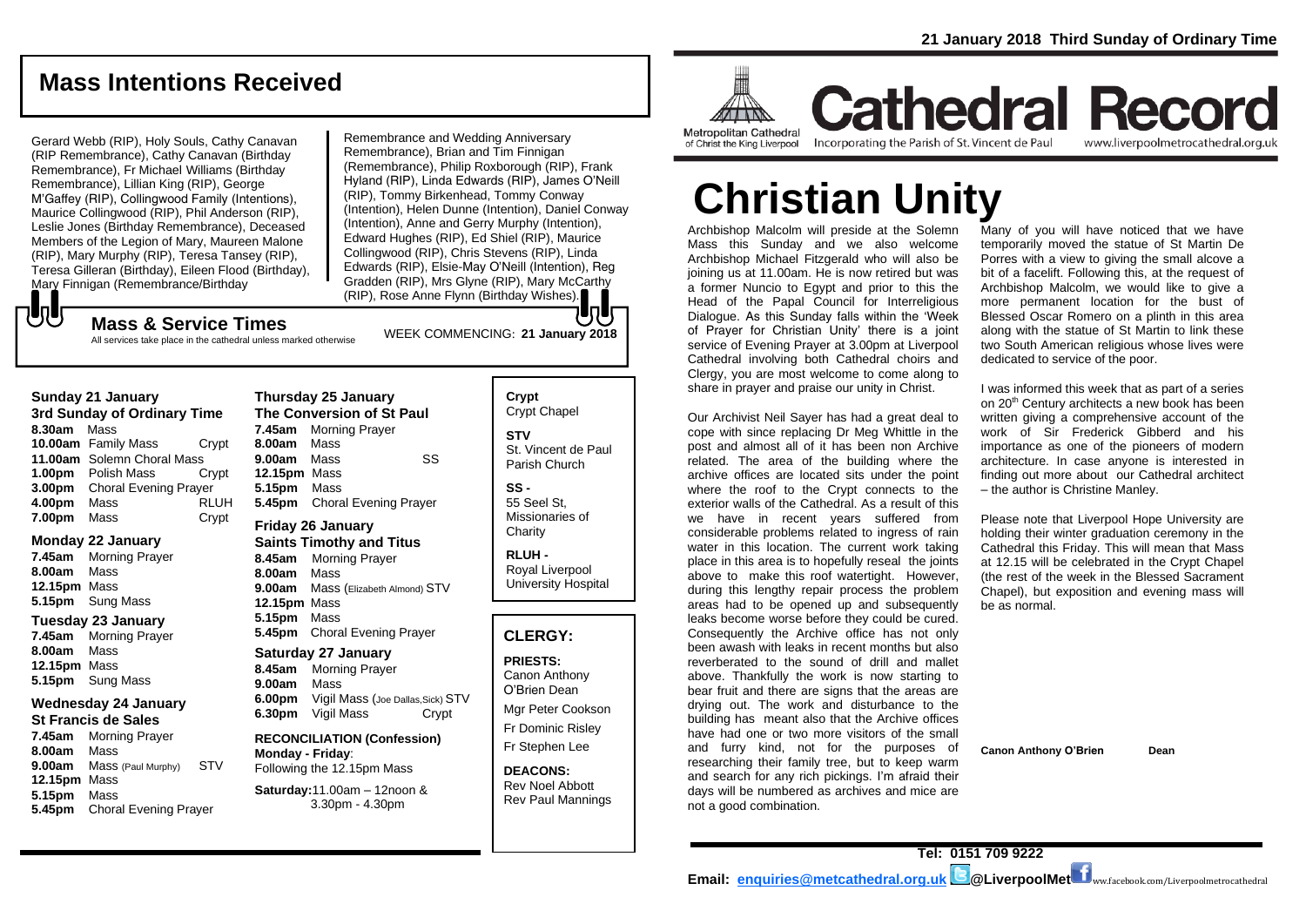21 January 2018 Third Sunday of Ordinary Time

## Mass Intentions Received

Gerard Webb (RIP), Holy Souls, Cathy Canavan (RIP Remembrance), Cathy Canavan (Birthday Remembrance), Fr Michael Williams (Birthday Remembrance), Lillian King (RIP), George M'Gaffey (RIP), Collingwood Family (Intentions), Maurice Collingwood (RIP), Phil Anderson (RIP), Leslie Jones (Birthday Remembrance), Deceased Members of the Legion of Mary, Maureen Malone (RIP), Mary Murphy (RIP), Teresa Tansey (RIP), Teresa Gilleran (Birthday), Eileen Flood (Birthday), Mary Finnigan (Remembrance/Birthday Remembrance and Wedding Anniversary Remembrance), Brian and Tim Finnigan (Remembrance), Philip Roxborough (RIP), Frank Hyland (RIP), Linda Edwards (RIP), James O'Neill (RIP), Tommy Birkenhead, Tommy Conway (Intention), Helen Dunne (Intention), Daniel Conway (Intention), Anne and Gerry Murphy (Intention), Edward Hughes (RIP), Ed Shiel (RIP), Maurice Collingwood (RIP), Chris Stevens (RIP), Linda Edwards (RIP), Elsie-May O'Neill (Intention), Reg Gradden (RIP), Mrs Glyne (RIP), Mary McCarthy (RIP), Rose Anne Flynn (Birthday Wishes).

## Mass & Service Times

All services take place in the cathedral unless marked otherwise

WEEK COMMENCING: **21 January 2018**

### Sunday 21 January
**3rd Sunday of Ordinary Time**

**8.30am** Mass
**10.00am** Family Mass — Crypt
**11.00am** Solemn Choral Mass
**1.00pm** Polish Mass — Crypt
**3.00pm** Choral Evening Prayer
**4.00pm** Mass — RLUH
**7.00pm** Mass — Crypt

### Monday 22 January

**7.45am** Morning Prayer
**8.00am** Mass
**12.15pm** Mass
**5.15pm** Sung Mass

### Tuesday 23 January

**7.45am** Morning Prayer
**8.00am** Mass
**12.15pm** Mass
**5.15pm** Sung Mass

### Wednesday 24 January
**St Francis de Sales**

**7.45am** Morning Prayer
**8.00am** Mass
**9.00am** Mass (Paul Murphy) — STV
**12.15pm** Mass
**5.15pm** Mass
**5.45pm** Choral Evening Prayer

### Thursday 25 January
**The Conversion of St Paul**

**7.45am** Morning Prayer
**8.00am** Mass
**9.00am** Mass — SS
**12.15pm** Mass
**5.15pm** Mass
**5.45pm** Choral Evening Prayer

### Friday 26 January
**Saints Timothy and Titus**

**8.45am** Morning Prayer
**8.00am** Mass
**9.00am** Mass (Elizabeth Almond) STV
**12.15pm** Mass
**5.15pm** Mass
**5.45pm** Choral Evening Prayer

### Saturday 27 January

**8.45am** Morning Prayer
**9.00am** Mass
**6.00pm** Vigil Mass (Joe Dallas,Sick) STV
**6.30pm** Vigil Mass — Crypt

**RECONCILIATION (Confession)**
**Monday - Friday**:
Following the 12.15pm Mass

**Saturday:**11.00am – 12noon & 3.30pm - 4.30pm

**Crypt**
Crypt Chapel

**STV**
St. Vincent de Paul Parish Church

**SS -**
55 Seel St, Missionaries of Charity

**RLUH -**
Royal Liverpool University Hospital

## CLERGY:

**PRIESTS:**
Canon Anthony O'Brien Dean
Mgr Peter Cookson
Fr Dominic Risley
Fr Stephen Lee

**DEACONS:**
Rev Noel Abbott
Rev Paul Mannings

Metropolitan Cathedral of Christ the King Liverpool

# Cathedral Record

Incorporating the Parish of St. Vincent de Paul — www.liverpoolmetrocathedral.org.uk

# Christian Unity

Archbishop Malcolm will preside at the Solemn Mass this Sunday and we also welcome Archbishop Michael Fitzgerald who will also be joining us at 11.00am. He is now retired but was a former Nuncio to Egypt and prior to this the Head of the Papal Council for Interreligious Dialogue. As this Sunday falls within the 'Week of Prayer for Christian Unity' there is a joint service of Evening Prayer at 3.00pm at Liverpool Cathedral involving both Cathedral choirs and Clergy, you are most welcome to come along to share in prayer and praise our unity in Christ.

Our Archivist Neil Sayer has had a great deal to cope with since replacing Dr Meg Whittle in the post and almost all of it has been non Archive related. The area of the building where the archive offices are located sits under the point where the roof to the Crypt connects to the exterior walls of the Cathedral. As a result of this we have in recent years suffered from considerable problems related to ingress of rain water in this location. The current work taking place in this area is to hopefully reseal the joints above to make this roof watertight. However, during this lengthy repair process the problem areas had to be opened up and subsequently leaks become worse before they could be cured. Consequently the Archive office has not only been awash with leaks in recent months but also reverberated to the sound of drill and mallet above. Thankfully the work is now starting to bear fruit and there are signs that the areas are drying out. The work and disturbance to the building has meant also that the Archive offices have had one or two more visitors of the small and furry kind, not for the purposes of researching their family tree, but to keep warm and search for any rich pickings. I'm afraid their days will be numbered as archives and mice are not a good combination.

Many of you will have noticed that we have temporarily moved the statue of St Martin De Porres with a view to giving the small alcove a bit of a facelift. Following this, at the request of Archbishop Malcolm, we would like to give a more permanent location for the bust of Blessed Oscar Romero on a plinth in this area along with the statue of St Martin to link these two South American religious whose lives were dedicated to service of the poor.

I was informed this week that as part of a series on 20th Century architects a new book has been written giving a comprehensive account of the work of Sir Frederick Gibberd and his importance as one of the pioneers of modern architecture. In case anyone is interested in finding out more about our Cathedral architect – the author is Christine Manley.

Please note that Liverpool Hope University are holding their winter graduation ceremony in the Cathedral this Friday. This will mean that Mass at 12.15 will be celebrated in the Crypt Chapel (the rest of the week in the Blessed Sacrament Chapel), but exposition and evening mass will be as normal.

**Canon Anthony O'Brien** — **Dean**

**Tel: 0151 709 9222**
**Email: enquiries@metcathedral.org.uk @LiverpoolMet** www.facebook.com/Liverpoolmetrocathedral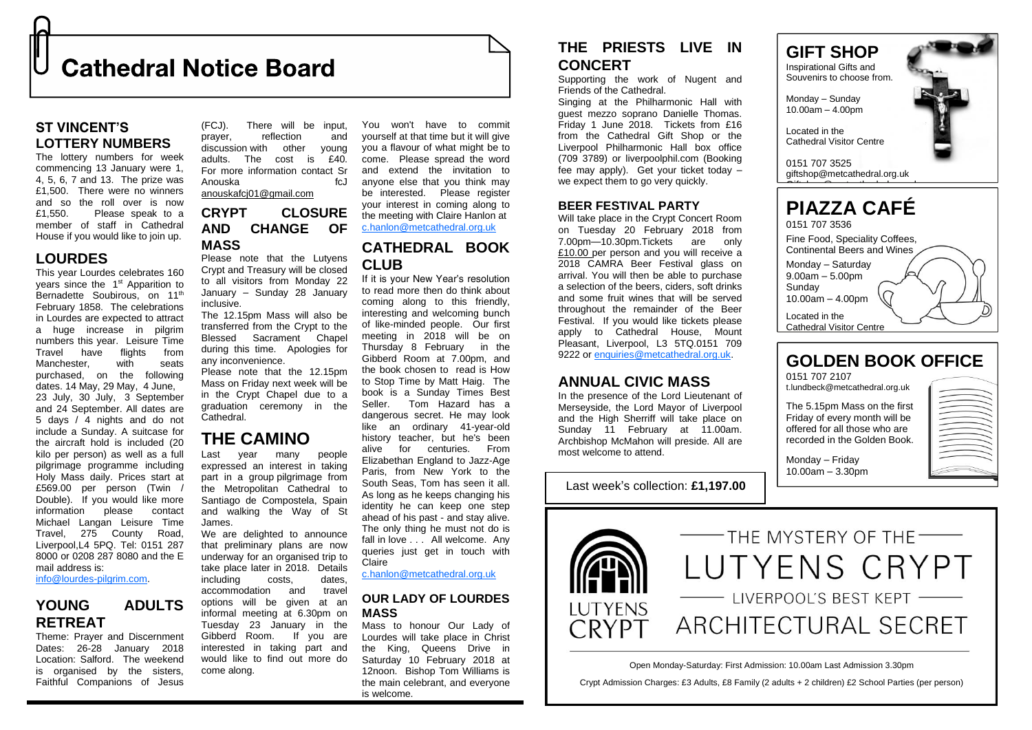# Cathedral Notice Board

## ST VINCENT'S LOTTERY NUMBERS

The lottery numbers for week commencing 13 January were 1, 4, 5, 6, 7 and 13. The prize was £1,500. There were no winners and so the roll over is now £1,550. Please speak to a member of staff in Cathedral House if you would like to join up.

## LOURDES

This year Lourdes celebrates 160 years since the 1st Apparition to Bernadette Soubirous, on 11th February 1858. The celebrations in Lourdes are expected to attract a huge increase in pilgrim numbers this year. Leisure Time Travel have flights from Manchester, with seats purchased, on the following dates. 14 May, 29 May, 4 June, 23 July, 30 July, 3 September and 24 September. All dates are 5 days / 4 nights and do not include a Sunday. A suitcase for the aircraft hold is included (20 kilo per person) as well as a full pilgrimage programme including Holy Mass daily. Prices start at £569.00 per person (Twin / Double). If you would like more information please contact Michael Langan Leisure Time Travel, 275 County Road, Liverpool,L4 5PQ. Tel: 0151 287 8000 or 0208 287 8080 and the E mail address is: info@lourdes-pilgrim.com.

## YOUNG ADULTS RETREAT

Theme: Prayer and Discernment
Dates: 26-28 January 2018
Location: Salford. The weekend is organised by the sisters, Faithful Companions of Jesus (FCJ). There will be input, prayer, reflection and discussion with other young adults. The cost is £40. For more information contact Sr Anouska fcJ anouskafcj01@gmail.com

## CRYPT CLOSURE AND CHANGE OF MASS

Please note that the Lutyens Crypt and Treasury will be closed to all visitors from Monday 22 January – Sunday 28 January inclusive.

The 12.15pm Mass will also be transferred from the Crypt to the Blessed Sacrament Chapel during this time. Apologies for any inconvenience.

Please note that the 12.15pm Mass on Friday next week will be in the Crypt Chapel due to a graduation ceremony in the Cathedral.

## THE CAMINO

Last year many people expressed an interest in taking part in a group pilgrimage from the Metropolitan Cathedral to Santiago de Compostela, Spain and walking the Way of St James.

We are delighted to announce that preliminary plans are now underway for an organised trip to take place later in 2018. Details including costs, dates, accommodation and travel options will be given at an informal meeting at 6.30pm on Tuesday 23 January in the Gibberd Room. If you are interested in taking part and would like to find out more do come along.

You won't have to commit yourself at that time but it will give you a flavour of what might be to come. Please spread the word and extend the invitation to anyone else that you think may be interested. Please register your interest in coming along to the meeting with Claire Hanlon at c.hanlon@metcathedral.org.uk

## CATHEDRAL BOOK CLUB

If it is your New Year's resolution to read more then do think about coming along to this friendly, interesting and welcoming bunch of like-minded people. Our first meeting in 2018 will be on Thursday 8 February in the Gibberd Room at 7.00pm, and the book chosen to read is How to Stop Time by Matt Haig. The book is a Sunday Times Best Seller. Tom Hazard has a dangerous secret. He may look like an ordinary 41-year-old history teacher, but he's been alive for centuries. From Elizabethan England to Jazz-Age Paris, from New York to the South Seas, Tom has seen it all. As long as he keeps changing his identity he can keep one step ahead of his past - and stay alive. The only thing he must not do is fall in love . . . All welcome. Any queries just get in touch with Claire c.hanlon@metcathedral.org.uk

### OUR LADY OF LOURDES MASS

Mass to honour Our Lady of Lourdes will take place in Christ the King, Queens Drive in Saturday 10 February 2018 at 12noon. Bishop Tom Williams is the main celebrant, and everyone is welcome.

## THE PRIESTS LIVE IN CONCERT

Supporting the work of Nugent and Friends of the Cathedral.

Singing at the Philharmonic Hall with guest mezzo soprano Danielle Thomas. Friday 1 June 2018. Tickets from £16 from the Cathedral Gift Shop or the Liverpool Philharmonic Hall box office (709 3789) or liverpoolphil.com (Booking fee may apply). Get your ticket today – we expect them to go very quickly.

### BEER FESTIVAL PARTY

Will take place in the Crypt Concert Room on Tuesday 20 February 2018 from 7.00pm—10.30pm.Tickets are only £10.00 per person and you will receive a 2018 CAMRA Beer Festival glass on arrival. You will then be able to purchase a selection of the beers, ciders, soft drinks and some fruit wines that will be served throughout the remainder of the Beer Festival. If you would like tickets please apply to Cathedral House, Mount Pleasant, Liverpool, L3 5TQ.0151 709 9222 or enquiries@metcathedral.org.uk.

## ANNUAL CIVIC MASS

In the presence of the Lord Lieutenant of Merseyside, the Lord Mayor of Liverpool and the High Sherriff will take place on Sunday 11 February at 11.00am. Archbishop McMahon will preside. All are most welcome to attend.

Last week's collection: **£1,197.00**

## GIFT SHOP

Inspirational Gifts and Souvenirs to choose from.

Monday – Sunday
10.00am – 4.00pm

Located in the Cathedral Visitor Centre

0151 707 3525
giftshop@metcathedral.org.uk

## PIAZZA CAFÉ

0151 707 3536

Fine Food, Speciality Coffees, Continental Beers and Wines

Monday – Saturday
9.00am – 5.00pm
Sunday
10.00am – 4.00pm

Located in the Cathedral Visitor Centre

## GOLDEN BOOK OFFICE

0151 707 2107
t.lundbeck@metcathedral.org.uk

The 5.15pm Mass on the first Friday of every month will be offered for all those who are recorded in the Golden Book.

Monday – Friday
10.00am – 3.30pm

LUTYENS CRYPT

THE MYSTERY OF THE LUTYENS CRYPT
LIVERPOOL'S BEST KEPT ARCHITECTURAL SECRET

Open Monday-Saturday: First Admission: 10.00am Last Admission 3.30pm

Crypt Admission Charges: £3 Adults, £8 Family (2 adults + 2 children) £2 School Parties (per person)